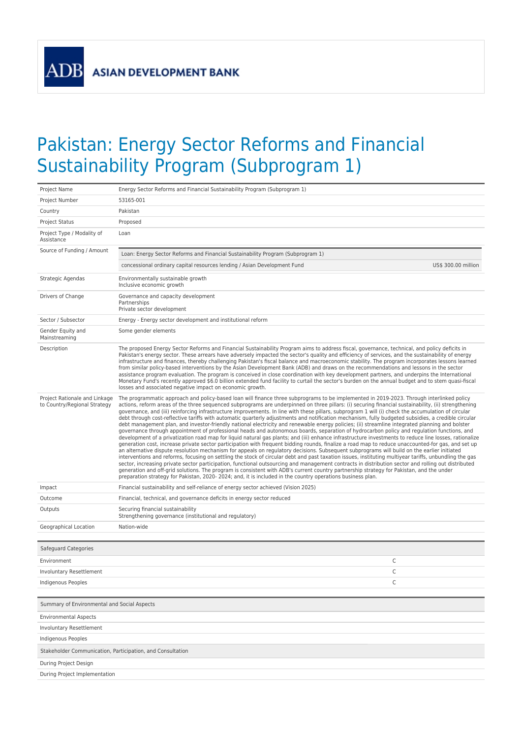ASIAN DEVELOPMENT BANK

# Pakistan: Energy Sector Reforms and Financial Sustainability Program (Subprogram 1)

| | |
|---|---|
| Project Name | Energy Sector Reforms and Financial Sustainability Program (Subprogram 1) |
| Project Number | 53165-001 |
| Country | Pakistan |
| Project Status | Proposed |
| Project Type / Modality of Assistance | Loan |
| Source of Funding / Amount | Loan: Energy Sector Reforms and Financial Sustainability Program (Subprogram 1)<br>concessional ordinary capital resources lending / Asian Development Fund — US$ 300.00 million |
| Strategic Agendas | Environmentally sustainable growth<br>Inclusive economic growth |
| Drivers of Change | Governance and capacity development<br>Partnerships<br>Private sector development |
| Sector / Subsector | Energy - Energy sector development and institutional reform |
| Gender Equity and Mainstreaming | Some gender elements |
| Description | The proposed Energy Sector Reforms and Financial Sustainability Program aims to address fiscal, governance, technical, and policy deficits in Pakistan's energy sector. These arrears have adversely impacted the sector's quality and efficiency of services, and the sustainability of energy infrastructure and finances, thereby challenging Pakistan's fiscal balance and macroeconomic stability. The program incorporates lessons learned from similar policy-based interventions by the Asian Development Bank (ADB) and draws on the recommendations and lessons in the sector assistance program evaluation. The program is conceived in close coordination with key development partners, and underpins the International Monetary Fund's recently approved $6.0 billion extended fund facility to curtail the sector's burden on the annual budget and to stem quasi-fiscal losses and associated negative impact on economic growth. |
| Project Rationale and Linkage to Country/Regional Strategy | The programmatic approach and policy-based loan will finance three subprograms to be implemented in 2019-2023. Through interlinked policy actions, reform areas of the three sequenced subprograms are underpinned on three pillars: (i) securing financial sustainability, (ii) strengthening governance, and (iii) reinforcing infrastructure improvements. In line with these pillars, subprogram 1 will (i) check the accumulation of circular debt through cost-reflective tariffs with automatic quarterly adjustments and notification mechanism, fully budgeted subsidies, a credible circular debt management plan, and investor-friendly national electricity and renewable energy policies; (ii) streamline integrated planning and bolster governance through appointment of professional heads and autonomous boards, separation of hydrocarbon policy and regulation functions, and development of a privatization road map for liquid natural gas plants; and (iii) enhance infrastructure investments to reduce line losses, rationalize generation cost, increase private sector participation with frequent bidding rounds, finalize a road map to reduce unaccounted-for gas, and set up an alternative dispute resolution mechanism for appeals on regulatory decisions. Subsequent subprograms will build on the earlier initiated interventions and reforms, focusing on settling the stock of circular debt and past taxation issues, instituting multiyear tariffs, unbundling the gas sector, increasing private sector participation, functional outsourcing and management contracts in distribution sector and rolling out distributed generation and off-grid solutions. The program is consistent with ADB's current country partnership strategy for Pakistan, and the under preparation strategy for Pakistan, 2020- 2024; and, it is included in the country operations business plan. |
| Impact | Financial sustainability and self-reliance of energy sector achieved (Vision 2025) |
| Outcome | Financial, technical, and governance deficits in energy sector reduced |
| Outputs | Securing financial sustainability<br>Strengthening governance (institutional and regulatory) |
| Geographical Location | Nation-wide |

| Safeguard Categories | |
|---|---|
| Environment | C |
| Involuntary Resettlement | C |
| Indigenous Peoples | C |

| Summary of Environmental and Social Aspects |
|---|
| Environmental Aspects |
| Involuntary Resettlement |
| Indigenous Peoples |
| **Stakeholder Communication, Participation, and Consultation** |
| During Project Design |
| During Project Implementation |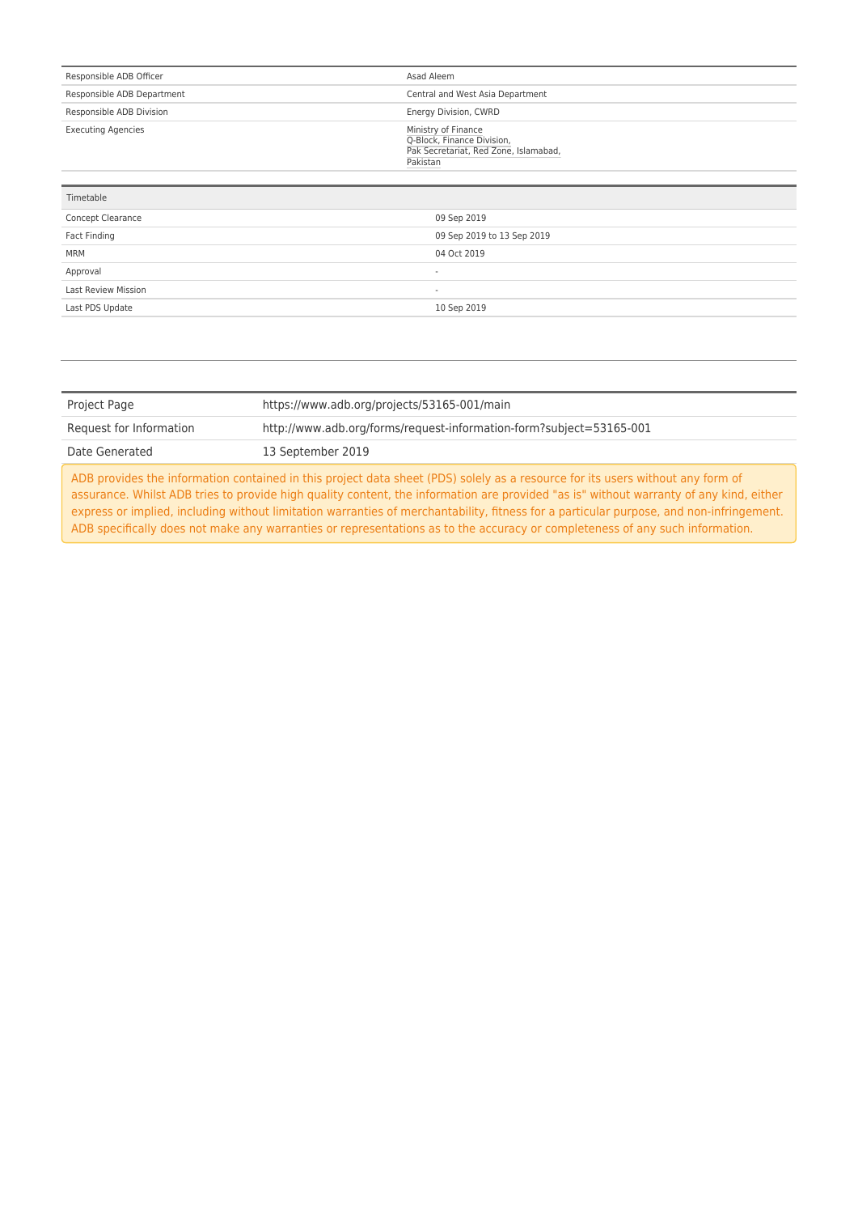| | |
|---|---|
| Responsible ADB Officer | Asad Aleem |
| Responsible ADB Department | Central and West Asia Department |
| Responsible ADB Division | Energy Division, CWRD |
| Executing Agencies | Ministry of Finance<br>Q-Block, Finance Division,<br>Pak Secretariat, Red Zone, Islamabad,<br>Pakistan |

| Timetable | |
|---|---|
| Concept Clearance | 09 Sep 2019 |
| Fact Finding | 09 Sep 2019 to 13 Sep 2019 |
| MRM | 04 Oct 2019 |
| Approval | - |
| Last Review Mission | - |
| Last PDS Update | 10 Sep 2019 |

| | |
|---|---|
| Project Page | https://www.adb.org/projects/53165-001/main |
| Request for Information | http://www.adb.org/forms/request-information-form?subject=53165-001 |
| Date Generated | 13 September 2019 |

ADB provides the information contained in this project data sheet (PDS) solely as a resource for its users without any form of assurance. Whilst ADB tries to provide high quality content, the information are provided "as is" without warranty of any kind, either express or implied, including without limitation warranties of merchantability, fitness for a particular purpose, and non-infringement. ADB specifically does not make any warranties or representations as to the accuracy or completeness of any such information.